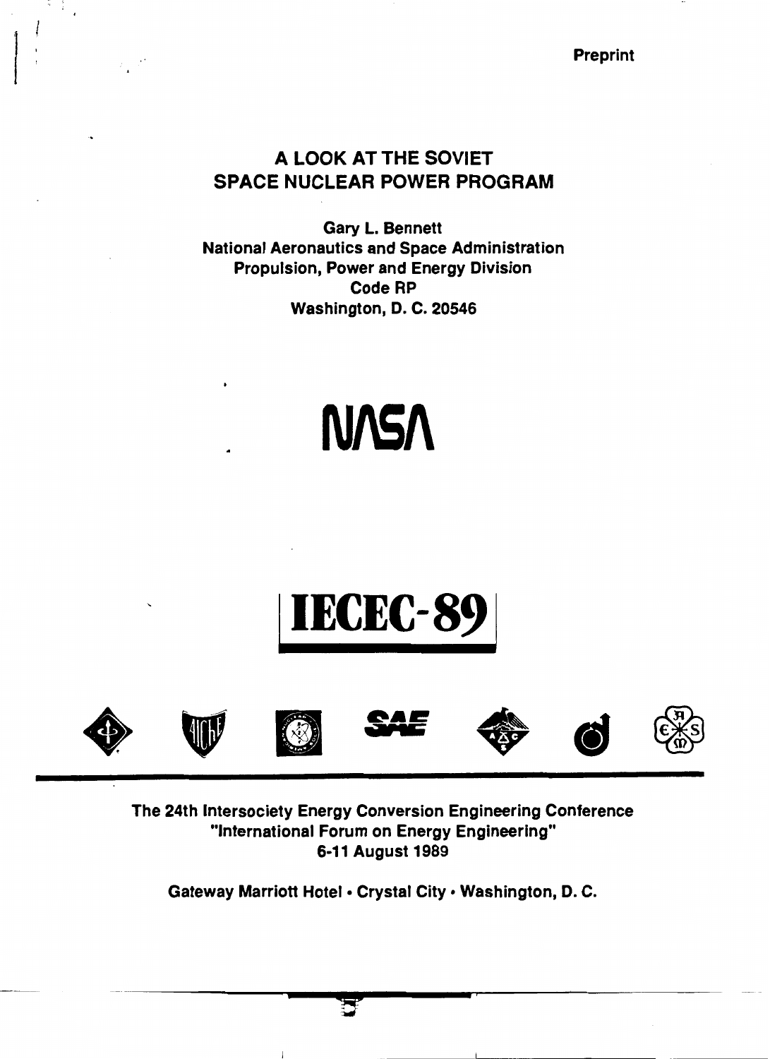Preprint

# A LOOK AT THE SOVIET SPACE NUCLEAR POWER PROGRAM

**Gary L. Bennett**
**National Aeronautics and Space Administration**
**Propulsion, Power and Energy Division**
**Code RP**
**Washington, D. C. 20546**

NASA

# IECEC-89

**The 24th Intersociety Energy Conversion Engineering Conference**
**"International Forum on Energy Engineering"**
**6-11 August 1989**

**Gateway Marriott Hotel • Crystal City • Washington, D. C.**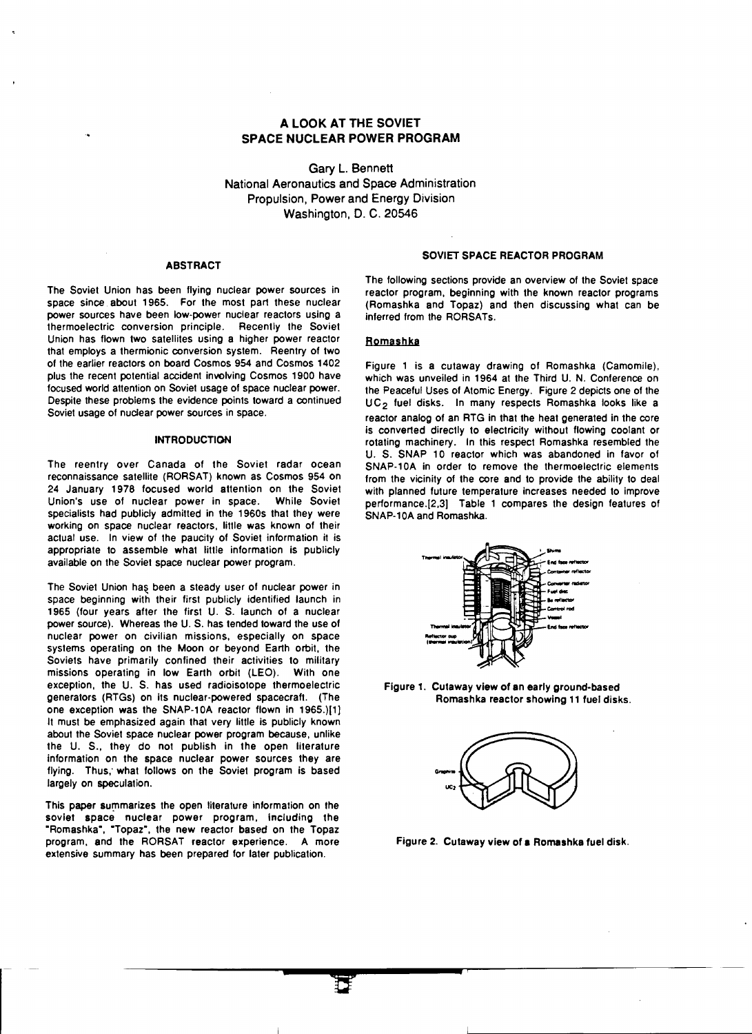# A LOOK AT THE SOVIET SPACE NUCLEAR POWER PROGRAM

Gary L. Bennett
National Aeronautics and Space Administration
Propulsion, Power and Energy Division
Washington, D. C. 20546

## ABSTRACT

The Soviet Union has been flying nuclear power sources in space since about 1965. For the most part these nuclear power sources have been low-power nuclear reactors using a thermoelectric conversion principle. Recently the Soviet Union has flown two satellites using a higher power reactor that employs a thermionic conversion system. Reentry of two of the earlier reactors on board Cosmos 954 and Cosmos 1402 plus the recent potential accident involving Cosmos 1900 have focused world attention on Soviet usage of space nuclear power. Despite these problems the evidence points toward a continued Soviet usage of nuclear power sources in space.

## INTRODUCTION

The reentry over Canada of the Soviet radar ocean reconnaissance satellite (RORSAT) known as Cosmos 954 on 24 January 1978 focused world attention on the Soviet Union's use of nuclear power in space. While Soviet specialists had publicly admitted in the 1960s that they were working on space nuclear reactors, little was known of their actual use. In view of the paucity of Soviet information it is appropriate to assemble what little information is publicly available on the Soviet space nuclear power program.

The Soviet Union has been a steady user of nuclear power in space beginning with their first publicly identified launch in 1965 (four years after the first U. S. launch of a nuclear power source). Whereas the U. S. has tended toward the use of nuclear power on civilian missions, especially on space systems operating on the Moon or beyond Earth orbit, the Soviets have primarily confined their activities to military missions operating in low Earth orbit (LEO). With one exception, the U. S. has used radioisotope thermoelectric generators (RTGs) on its nuclear-powered spacecraft. (The one exception was the SNAP-10A reactor flown in 1965.)[1] It must be emphasized again that very little is publicly known about the Soviet space nuclear power program because, unlike the U. S., they do not publish in the open literature information on the space nuclear power sources they are flying. Thus, what follows on the Soviet program is based largely on speculation.

This paper summarizes the open literature information on the soviet space nuclear power program, including the "Romashka", "Topaz", the new reactor based on the Topaz program, and the RORSAT reactor experience. A more extensive summary has been prepared for later publication.

## SOVIET SPACE REACTOR PROGRAM

The following sections provide an overview of the Soviet space reactor program, beginning with the known reactor programs (Romashka and Topaz) and then discussing what can be inferred from the RORSATs.

### Romashka

Figure 1 is a cutaway drawing of Romashka (Camomile), which was unveiled in 1964 at the Third U. N. Conference on the Peaceful Uses of Atomic Energy. Figure 2 depicts one of the $UC_2$ fuel disks. In many respects Romashka looks like a reactor analog of an RTG in that the heat generated in the core is converted directly to electricity without flowing coolant or rotating machinery. In this respect Romashka resembled the U. S. SNAP 10 reactor which was abandoned in favor of SNAP-10A in order to remove the thermoelectric elements from the vicinity of the core and to provide the ability to deal with planned future temperature increases needed to improve performance.[2,3] Table 1 compares the design features of SNAP-10A and Romashka.

**Figure 1. Cutaway view of an early ground-based Romashka reactor showing 11 fuel disks.**

**Figure 2. Cutaway view of a Romashka fuel disk.**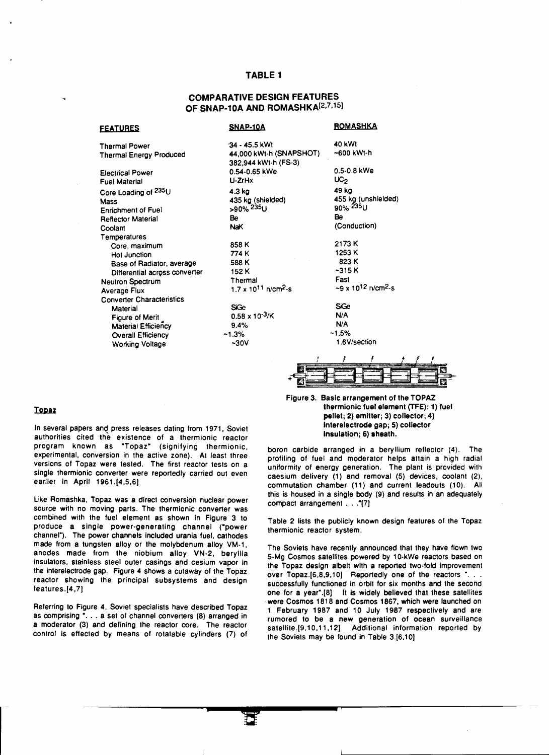## TABLE 1

### COMPARATIVE DESIGN FEATURES OF SNAP-10A AND ROMASHKA[2,7,15]

| FEATURES | SNAP-10A | ROMASHKA |
|---|---|---|
| Thermal Power | 34 - 45.5 kWt | 40 kWt |
| Thermal Energy Produced | 44,000 kWt-h (SNAPSHOT) 382,944 kWt-h (FS-3) | ~600 kWt-h |
| Electrical Power | 0.54-0.65 kWe | 0.5-0.8 kWe |
| Fuel Material | U-ZrHx | $UC_2$ |
| Core Loading of $^{235}U$ | 4.3 kg | 49 kg |
| Mass | 435 kg (shielded) | 455 kg (unshielded) |
| Enrichment of Fuel | >90% $^{235}U$ | 90% $^{235}U$ |
| Reflector Material | Be | Be |
| Coolant | NaK | (Conduction) |
| Temperatures | | |
| Core, maximum | 858 K | 2173 K |
| Hot Junction | 774 K | 1253 K |
| Base of Radiator, average | 588 K | 823 K |
| Differential across converter | 152 K | ~315 K |
| Neutron Spectrum | Thermal | Fast |
| Average Flux | $1.7 \times 10^{11}$ n/cm$^2$-s | ~$9 \times 10^{12}$ n/cm$^2$-s |
| Converter Characteristics | | |
| Material | SiGe | SiGe |
| Figure of Merit | $0.58 \times 10^{-3}$/K | N/A |
| Material Efficiency | 9.4% | N/A |
| Overall Efficiency | ~1.3% | ~1.5% |
| Working Voltage | ~30V | 1.6V/section |

Figure 3. Basic arrangement of the TOPAZ thermionic fuel element (TFE): 1) fuel pellet; 2) emitter; 3) collector; 4) interelectrode gap; 5) collector insulation; 6) sheath.

### Topaz

In several papers and press releases dating from 1971, Soviet authorities cited the existence of a thermionic reactor program known as "Topaz" (signifying thermionic, experimental, conversion in the active zone). At least three versions of Topaz were tested. The first reactor tests on a single thermionic converter were reportedly carried out even earlier in April 1961.[4,5,6]

Like Romashka, Topaz was a direct conversion nuclear power source with no moving parts. The thermionic converter was combined with the fuel element as shown in Figure 3 to produce a single power-generating channel ("power channel"). The power channels included urania fuel, cathodes made from a tungsten alloy or the molybdenum alloy VM-1, anodes made from the niobium alloy VN-2, beryllia insulators, stainless steel outer casings and cesium vapor in the interelectrode gap. Figure 4 shows a cutaway of the Topaz reactor showing the principal subsystems and design features.[4,7]

Referring to Figure 4, Soviet specialists have described Topaz as comprising ". . . a set of channel converters (8) arranged in a moderator (3) and defining the reactor core. The reactor control is effected by means of rotatable cylinders (7) of boron carbide arranged in a beryllium reflector (4). The profiling of fuel and moderator helps attain a high radial uniformity of energy generation. The plant is provided with caesium delivery (1) and removal (5) devices, coolant (2), commutation chamber (11) and current leadouts (10). All this is housed in a single body (9) and results in an adequately compact arrangement . . ."[7]

Table 2 lists the publicly known design features of the Topaz thermionic reactor system.

The Soviets have recently announced that they have flown two 5-Mg Cosmos satellites powered by 10-kWe reactors based on the Topaz design albeit with a reported two-fold improvement over Topaz.[6,8,9,10] Reportedly one of the reactors ". . . successfully functioned in orbit for six months and the second one for a year".[8] It is widely believed that these satellites were Cosmos 1818 and Cosmos 1867, which were launched on 1 February 1987 and 10 July 1987 respectively and are rumored to be a new generation of ocean surveillance satellite.[9,10,11,12] Additional information reported by the Soviets may be found in Table 3.[6,10]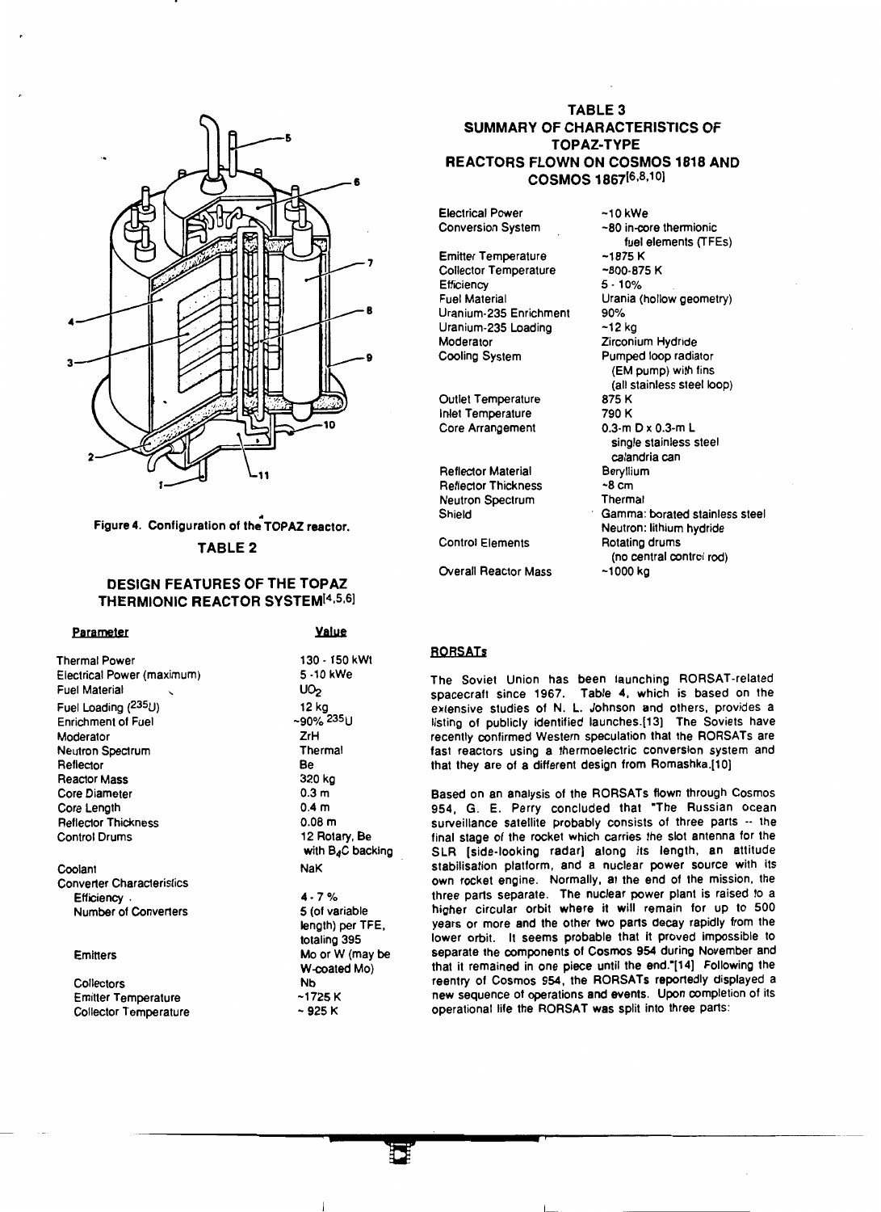Figure 4. Configuration of the TOPAZ reactor.

## TABLE 2

### DESIGN FEATURES OF THE TOPAZ THERMIONIC REACTOR SYSTEM[4,5,6]

| Parameter | Value |
|---|---|
| Thermal Power | 130 - 150 kWt |
| Electrical Power (maximum) | 5 -10 kWe |
| Fuel Material | $UO_2$ |
| Fuel Loading ($^{235}U$) | 12 kg |
| Enrichment of Fuel | ~90% $^{235}U$ |
| Moderator | ZrH |
| Neutron Spectrum | Thermal |
| Reflector | Be |
| Reactor Mass | 320 kg |
| Core Diameter | 0.3 m |
| Core Length | 0.4 m |
| Reflector Thickness | 0.08 m |
| Control Drums | 12 Rotary, Be with $B_4C$ backing |
| Coolant | NaK |
| Converter Characteristics | |
| Efficiency | 4 - 7 % |
| Number of Converters | 5 (of variable length) per TFE, totaling 395 |
| Emitters | Mo or W (may be W-coated Mo) |
| Collectors | Nb |
| Emitter Temperature | ~1725 K |
| Collector Temperature | ~ 925 K |

## TABLE 3
### SUMMARY OF CHARACTERISTICS OF TOPAZ-TYPE REACTORS FLOWN ON COSMOS 1818 AND COSMOS 1867[6,8,10]

| Parameter | Value |
|---|---|
| Electrical Power | ~10 kWe |
| Conversion System | ~80 in-core thermionic fuel elements (TFEs) |
| Emitter Temperature | ~1875 K |
| Collector Temperature | ~800-875 K |
| Efficiency | 5 - 10% |
| Fuel Material | Urania (hollow geometry) |
| Uranium-235 Enrichment | 90% |
| Uranium-235 Loading | ~12 kg |
| Moderator | Zirconium Hydride |
| Cooling System | Pumped loop radiator (EM pump) with fins (all stainless steel loop) |
| Outlet Temperature | 875 K |
| Inlet Temperature | 790 K |
| Core Arrangement | 0.3-m D x 0.3-m L single stainless steel calandria can |
| Reflector Material | Beryllium |
| Reflector Thickness | ~8 cm |
| Neutron Spectrum | Thermal |
| Shield | Gamma: borated stainless steel<br>Neutron: lithium hydride |
| Control Elements | Rotating drums (no central control rod) |
| Overall Reactor Mass | ~1000 kg |

## RORSATs

The Soviet Union has been launching RORSAT-related spacecraft since 1967. Table 4, which is based on the extensive studies of N. L. Johnson and others, provides a listing of publicly identified launches.[13] The Soviets have recently confirmed Western speculation that the RORSATs are fast reactors using a thermoelectric conversion system and that they are of a different design from Romashka.[10]

Based on an analysis of the RORSATs flown through Cosmos 954, G. E. Perry concluded that "The Russian ocean surveillance satellite probably consists of three parts -- the final stage of the rocket which carries the slot antenna for the SLR [side-looking radar] along its length, an attitude stabilisation platform, and a nuclear power source with its own rocket engine. Normally, at the end of the mission, the three parts separate. The nuclear power plant is raised to a higher circular orbit where it will remain for up to 500 years or more and the other two parts decay rapidly from the lower orbit. It seems probable that it proved impossible to separate the components of Cosmos 954 during November and that it remained in one piece until the end."[14] Following the reentry of Cosmos 954, the RORSATs reportedly displayed a new sequence of operations and events. Upon completion of its operational life the RORSAT was split into three parts: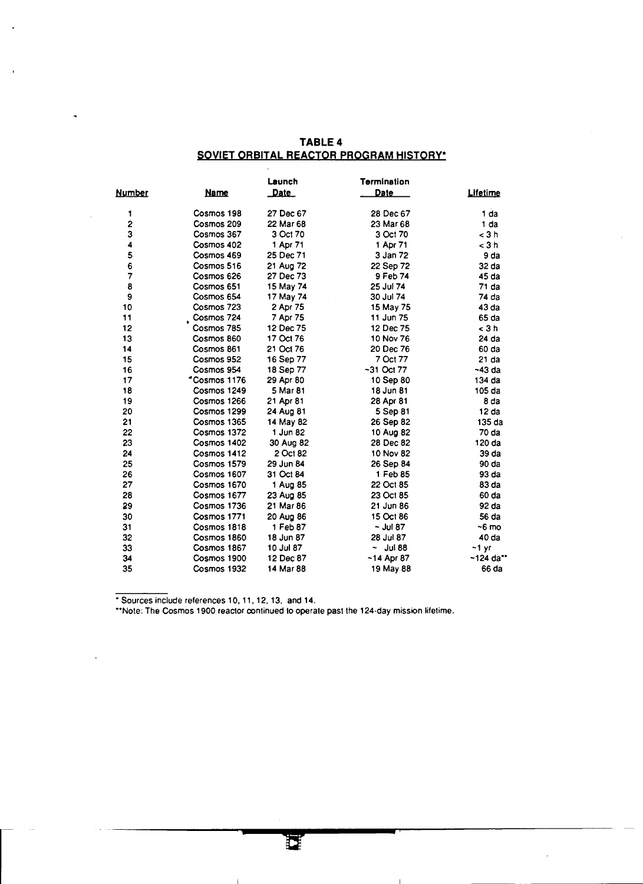## TABLE 4
## SOVIET ORBITAL REACTOR PROGRAM HISTORY*

| Number | Name | Launch Date | Termination Date | Lifetime |
|---|---|---|---|---|
| 1 | Cosmos 198 | 27 Dec 67 | 28 Dec 67 | 1 da |
| 2 | Cosmos 209 | 22 Mar 68 | 23 Mar 68 | 1 da |
| 3 | Cosmos 367 | 3 Oct 70 | 3 Oct 70 | < 3 h |
| 4 | Cosmos 402 | 1 Apr 71 | 1 Apr 71 | < 3 h |
| 5 | Cosmos 469 | 25 Dec 71 | 3 Jan 72 | 9 da |
| 6 | Cosmos 516 | 21 Aug 72 | 22 Sep 72 | 32 da |
| 7 | Cosmos 626 | 27 Dec 73 | 9 Feb 74 | 45 da |
| 8 | Cosmos 651 | 15 May 74 | 25 Jul 74 | 71 da |
| 9 | Cosmos 654 | 17 May 74 | 30 Jul 74 | 74 da |
| 10 | Cosmos 723 | 2 Apr 75 | 15 May 75 | 43 da |
| 11 | Cosmos 724 | 7 Apr 75 | 11 Jun 75 | 65 da |
| 12 | Cosmos 785 | 12 Dec 75 | 12 Dec 75 | < 3 h |
| 13 | Cosmos 860 | 17 Oct 76 | 10 Nov 76 | 24 da |
| 14 | Cosmos 861 | 21 Oct 76 | 20 Dec 76 | 60 da |
| 15 | Cosmos 952 | 16 Sep 77 | 7 Oct 77 | 21 da |
| 16 | Cosmos 954 | 18 Sep 77 | ~31 Oct 77 | ~43 da |
| 17 | Cosmos 1176 | 29 Apr 80 | 10 Sep 80 | 134 da |
| 18 | Cosmos 1249 | 5 Mar 81 | 18 Jun 81 | 105 da |
| 19 | Cosmos 1266 | 21 Apr 81 | 28 Apr 81 | 8 da |
| 20 | Cosmos 1299 | 24 Aug 81 | 5 Sep 81 | 12 da |
| 21 | Cosmos 1365 | 14 May 82 | 26 Sep 82 | 135 da |
| 22 | Cosmos 1372 | 1 Jun 82 | 10 Aug 82 | 70 da |
| 23 | Cosmos 1402 | 30 Aug 82 | 28 Dec 82 | 120 da |
| 24 | Cosmos 1412 | 2 Oct 82 | 10 Nov 82 | 39 da |
| 25 | Cosmos 1579 | 29 Jun 84 | 26 Sep 84 | 90 da |
| 26 | Cosmos 1607 | 31 Oct 84 | 1 Feb 85 | 93 da |
| 27 | Cosmos 1670 | 1 Aug 85 | 22 Oct 85 | 83 da |
| 28 | Cosmos 1677 | 23 Aug 85 | 23 Oct 85 | 60 da |
| 29 | Cosmos 1736 | 21 Mar 86 | 21 Jun 86 | 92 da |
| 30 | Cosmos 1771 | 20 Aug 86 | 15 Oct 86 | 56 da |
| 31 | Cosmos 1818 | 1 Feb 87 | ~ Jul 87 | ~6 mo |
| 32 | Cosmos 1860 | 18 Jun 87 | 28 Jul 87 | 40 da |
| 33 | Cosmos 1867 | 10 Jul 87 | ~ Jul 88 | ~1 yr |
| 34 | Cosmos 1900 | 12 Dec 87 | ~14 Apr 87 | ~124 da** |
| 35 | Cosmos 1932 | 14 Mar 88 | 19 May 88 | 66 da |

* Sources include references 10, 11, 12, 13, and 14.

**Note: The Cosmos 1900 reactor continued to operate past the 124-day mission lifetime.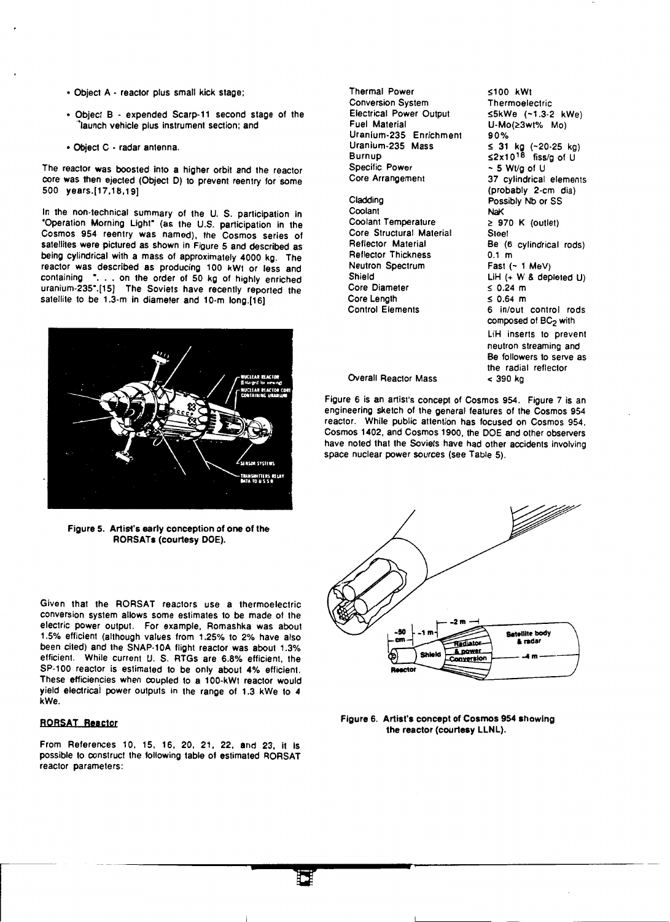- Object A - reactor plus small kick stage;
- Object B - expended Scarp-11 second stage of the launch vehicle plus instrument section; and
- Object C - radar antenna.

The reactor was boosted into a higher orbit and the reactor core was then ejected (Object D) to prevent reentry for some 500 years.[17,18,19]

In the non-technical summary of the U. S. participation in "Operation Morning Light" (as the U.S. participation in the Cosmos 954 reentry was named), the Cosmos series of satellites were pictured as shown in Figure 5 and described as being cylindrical with a mass of approximately 4000 kg. The reactor was described as producing 100 kWt or less and containing ". . . on the order of 50 kg of highly enriched uranium-235".[15] The Soviets have recently reported the satellite to be 1.3-m in diameter and 10-m long.[16]

Figure 5. Artist's early conception of one of the RORSATs (courtesy DOE).

Given that the RORSAT reactors use a thermoelectric conversion system allows some estimates to be made of the electric power output. For example, Romashka was about 1.5% efficient (although values from 1.25% to 2% have also been cited) and the SNAP-10A flight reactor was about 1.3% efficient. While current U. S. RTGs are 6.8% efficient, the SP-100 reactor is estimated to be only about 4% efficient. These efficiencies when coupled to a 100-kWt reactor would yield electrical power outputs in the range of 1.3 kWe to 4 kWe.

## RORSAT Reactor

From References 10, 15, 16, 20, 21, 22, and 23, it is possible to construct the following table of estimated RORSAT reactor parameters:

| Parameter | Value |
|---|---|
| Thermal Power | ≤100 kWt |
| Conversion System | Thermoelectric |
| Electrical Power Output | ≤5kWe (~1.3-2 kWe) |
| Fuel Material | U-Mo(≥3wt% Mo) |
| Uranium-235 Enrichment | 90% |
| Uranium-235 Mass | ≤ 31 kg (~20-25 kg) |
| Burnup | $\leq 2 \times 10^{18}$ fiss/g of U |
| Specific Power | ~ 5 Wt/g of U |
| Core Arrangement | 37 cylindrical elements (probably 2-cm dia) |
| Cladding | Possibly Nb or SS |
| Coolant | NaK |
| Coolant Temperature | ≥ 970 K (outlet) |
| Core Structural Material | Steel |
| Reflector Material | Be (6 cylindrical rods) |
| Reflector Thickness | 0.1 m |
| Neutron Spectrum | Fast (~ 1 MeV) |
| Shield | LiH (+ W & depleted U) |
| Core Diameter | ≤ 0.24 m |
| Core Length | ≤ 0.64 m |
| Control Elements | 6 in/out control rods composed of $BC_2$ with LiH inserts to prevent neutron streaming and Be followers to serve as the radial reflector |
| Overall Reactor Mass | < 390 kg |

Figure 6 is an artist's concept of Cosmos 954. Figure 7 is an engineering sketch of the general features of the Cosmos 954 reactor. While public attention has focused on Cosmos 954, Cosmos 1402, and Cosmos 1900, the DOE and other observers have noted that the Soviets have had other accidents involving space nuclear power sources (see Table 5).

Figure 6. Artist's concept of Cosmos 954 showing the reactor (courtesy LLNL).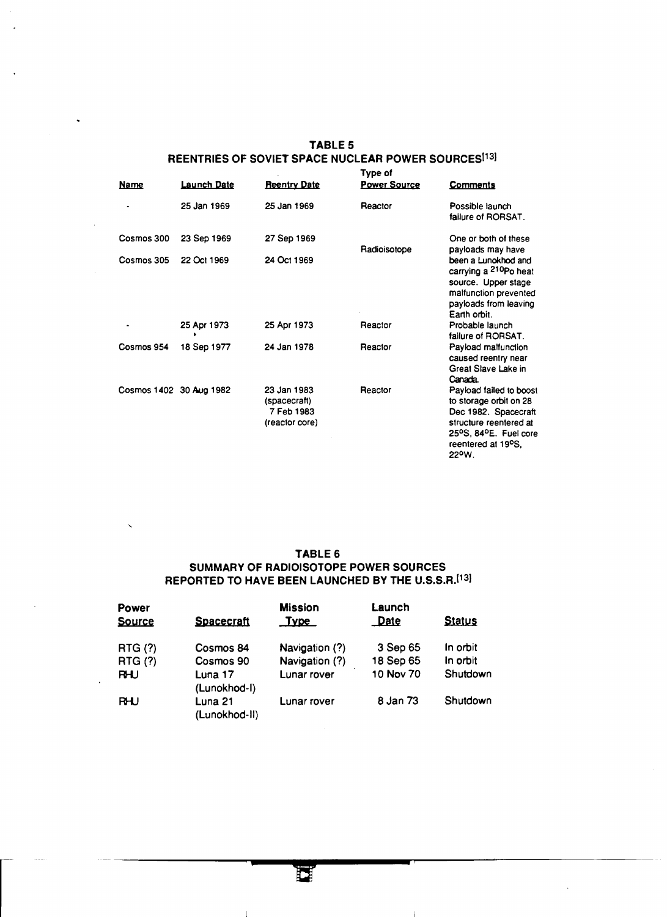## TABLE 5
## REENTRIES OF SOVIET SPACE NUCLEAR POWER SOURCES[13]

| Name | Launch Date | Reentry Date | Type of Power Source | Comments |
|---|---|---|---|---|
| - | 25 Jan 1969 | 25 Jan 1969 | Reactor | Possible launch failure of RORSAT. |
| Cosmos 300 | 23 Sep 1969 | 27 Sep 1969 | Radioisotope | One or both of these payloads may have been a Lunokhod and carrying a $^{210}Po$ heat source. Upper stage malfunction prevented payloads from leaving Earth orbit. |
| Cosmos 305 | 22 Oct 1969 | 24 Oct 1969 | | |
| - | 25 Apr 1973 | 25 Apr 1973 | Reactor | Probable launch failure of RORSAT. |
| Cosmos 954 | 18 Sep 1977 | 24 Jan 1978 | Reactor | Payload malfunction caused reentry near Great Slave Lake in Canada. |
| Cosmos 1402 | 30 Aug 1982 | 23 Jan 1983 (spacecraft) 7 Feb 1983 (reactor core) | Reactor | Payload failed to boost to storage orbit on 28 Dec 1982. Spacecraft structure reentered at 25°S, 84°E. Fuel core reentered at 19°S, 22°W. |

## TABLE 6
## SUMMARY OF RADIOISOTOPE POWER SOURCES REPORTED TO HAVE BEEN LAUNCHED BY THE U.S.S.R.[13]

| Power Source | Spacecraft | Mission Type | Launch Date | Status |
|---|---|---|---|---|
| RTG (?) | Cosmos 84 | Navigation (?) | 3 Sep 65 | In orbit |
| RTG (?) | Cosmos 90 | Navigation (?) | 18 Sep 65 | In orbit |
| RHU | Luna 17 (Lunokhod-I) | Lunar rover | 10 Nov 70 | Shutdown |
| RHU | Luna 21 (Lunokhod-II) | Lunar rover | 8 Jan 73 | Shutdown |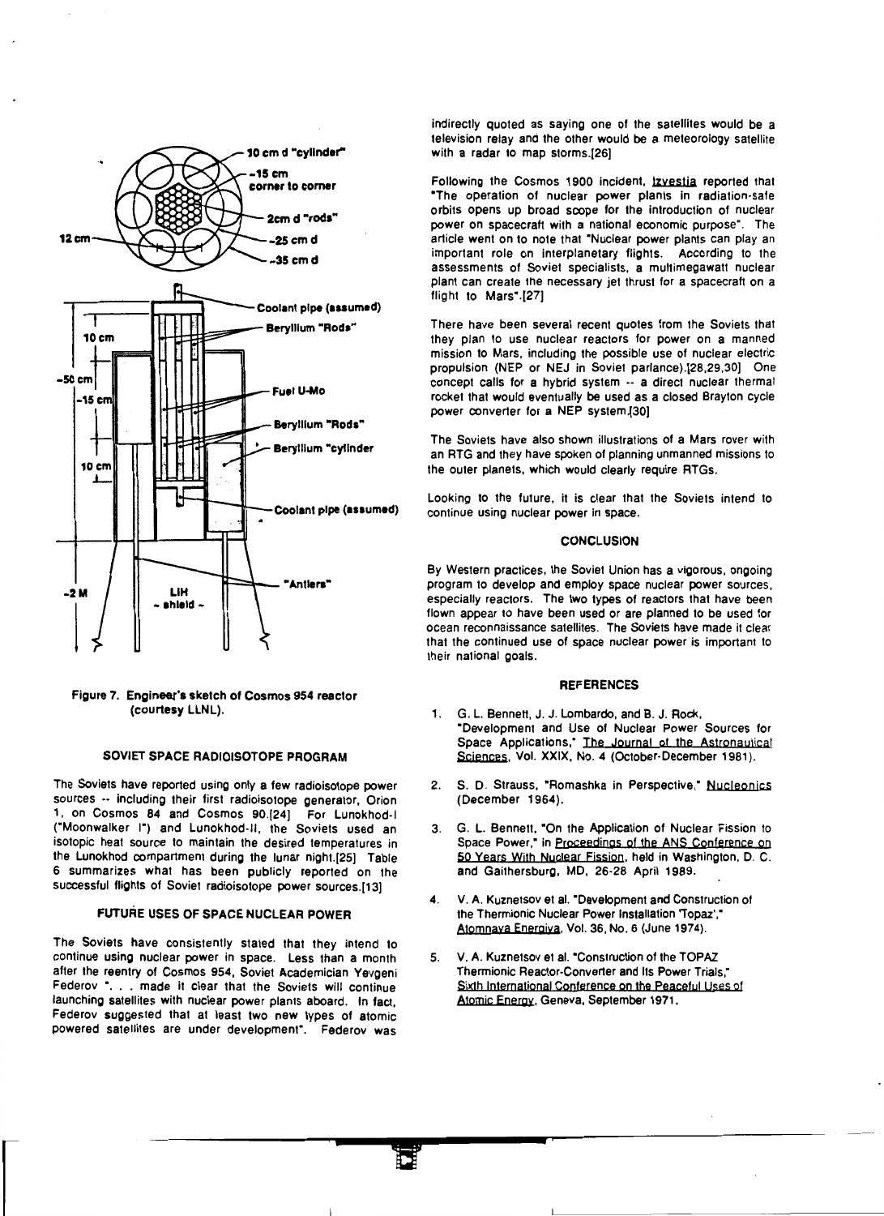Figure 7. Engineer's sketch of Cosmos 954 reactor (courtesy LLNL).

## SOVIET SPACE RADIOISOTOPE PROGRAM

The Soviets have reported using only a few radioisotope power sources -- including their first radioisotope generator, Orion 1, on Cosmos 84 and Cosmos 90.[24] For Lunokhod-I ("Moonwalker I") and Lunokhod-II, the Soviets used an isotopic heat source to maintain the desired temperatures in the Lunokhod compartment during the lunar night.[25] Table 6 summarizes what has been publicly reported on the successful flights of Soviet radioisotope power sources.[13]

## FUTURE USES OF SPACE NUCLEAR POWER

The Soviets have consistently stated that they intend to continue using nuclear power in space. Less than a month after the reentry of Cosmos 954, Soviet Academician Yevgeni Federov ". . . made it clear that the Soviets will continue launching satellites with nuclear power plants aboard. In fact, Federov suggested that at least two new types of atomic powered satellites are under development". Federov was indirectly quoted as saying one of the satellites would be a television relay and the other would be a meteorology satellite with a radar to map storms.[26]

Following the Cosmos 1900 incident, Izvestia reported that "The operation of nuclear power plants in radiation-safe orbits opens up broad scope for the introduction of nuclear power on spacecraft with a national economic purpose". The article went on to note that "Nuclear power plants can play an important role on interplanetary flights. According to the assessments of Soviet specialists, a multimegawatt nuclear plant can create the necessary jet thrust for a spacecraft on a flight to Mars".[27]

There have been several recent quotes from the Soviets that they plan to use nuclear reactors for power on a manned mission to Mars, including the possible use of nuclear electric propulsion (NEP or NEJ in Soviet parlance).[28,29,30] One concept calls for a hybrid system -- a direct nuclear thermal rocket that would eventually be used as a closed Brayton cycle power converter for a NEP system.[30]

The Soviets have also shown illustrations of a Mars rover with an RTG and they have spoken of planning unmanned missions to the outer planets, which would clearly require RTGs.

Looking to the future, it is clear that the Soviets intend to continue using nuclear power in space.

## CONCLUSION

By Western practices, the Soviet Union has a vigorous, ongoing program to develop and employ space nuclear power sources, especially reactors. The two types of reactors that have been flown appear to have been used or are planned to be used for ocean reconnaissance satellites. The Soviets have made it clear that the continued use of space nuclear power is important to their national goals.

## REFERENCES

1. G. L. Bennett, J. J. Lombardo, and B. J. Rock, "Development and Use of Nuclear Power Sources for Space Applications," The Journal of the Astronautical Sciences, Vol. XXIX, No. 4 (October-December 1981).

2. S. D. Strauss, "Romashka in Perspective," Nucleonics (December 1964).

3. G. L. Bennett, "On the Application of Nuclear Fission to Space Power," in Proceedings of the ANS Conference on 50 Years With Nuclear Fission, held in Washington, D. C. and Gaithersburg, MD, 26-28 April 1989.

4. V. A. Kuznetsov et al. "Development and Construction of the Thermionic Nuclear Power Installation 'Topaz'," Atomnaya Energiya, Vol. 36, No. 6 (June 1974).

5. V. A. Kuznetsov et al. "Construction of the TOPAZ Thermionic Reactor-Converter and Its Power Trials," Sixth International Conference on the Peaceful Uses of Atomic Energy, Geneva, September 1971.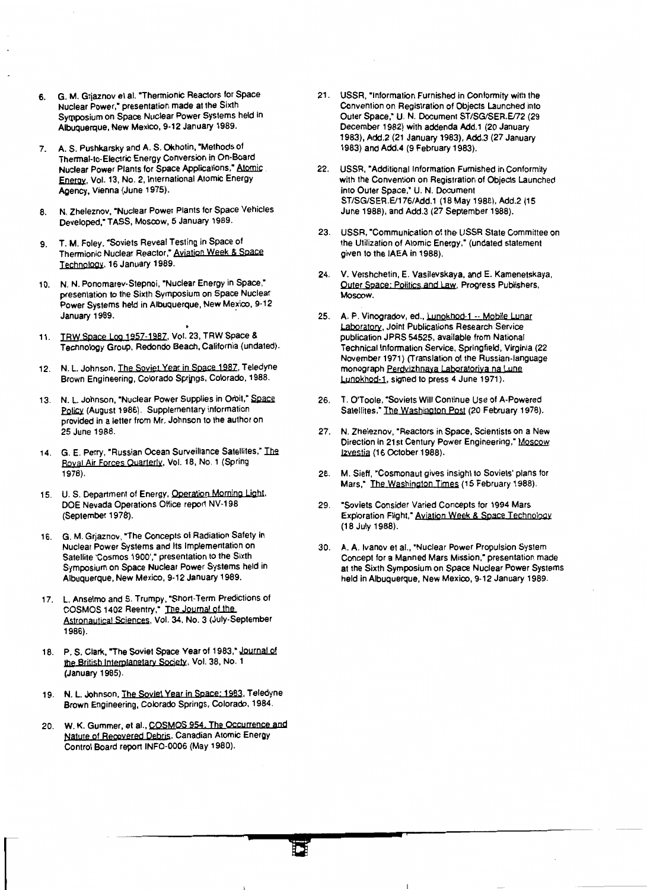6. G. M. Grjaznov et al. "Thermionic Reactors for Space Nuclear Power," presentation made at the Sixth Symposium on Space Nuclear Power Systems held in Albuquerque, New Mexico, 9-12 January 1989.

7. A. S. Pushkarsky and A. S. Okhotin, "Methods of Thermal-to-Electric Energy Conversion in On-Board Nuclear Power Plants for Space Applications," Atomic Energy, Vol. 13, No. 2, International Atomic Energy Agency, Vienna (June 1975).

8. N. Zheleznov, "Nuclear Power Plants for Space Vehicles Developed," TASS, Moscow, 5 January 1989.

9. T. M. Foley, "Soviets Reveal Testing in Space of Thermionic Nuclear Reactor," Aviation Week & Space Technology, 16 January 1989.

10. N. N. Ponomarev-Stepnoi, "Nuclear Energy in Space," presentation to the Sixth Symposium on Space Nuclear Power Systems held in Albuquerque, New Mexico, 9-12 January 1989.

11. TRW Space Log 1957-1987, Vol. 23, TRW Space & Technology Group, Redondo Beach, California (undated).

12. N. L. Johnson, The Soviet Year in Space 1987, Teledyne Brown Engineering, Colorado Springs, Colorado, 1988.

13. N. L. Johnson, "Nuclear Power Supplies in Orbit," Space Policy (August 1986). Supplementary information provided in a letter from Mr. Johnson to the author on 25 June 1988.

14. G. E. Perry, "Russian Ocean Surveillance Satellites," The Royal Air Forces Quarterly, Vol. 18, No. 1 (Spring 1978).

15. U. S. Department of Energy, Operation Morning Light, DOE Nevada Operations Office report NV-198 (September 1978).

16. G. M. Grjaznov, "The Concepts of Radiation Safety in Nuclear Power Systems and Its Implementation on Satellite 'Cosmos 1900'," presentation to the Sixth Symposium on Space Nuclear Power Systems held in Albuquerque, New Mexico, 9-12 January 1989.

17. L. Anselmo and S. Trumpy, "Short-Term Predictions of COSMOS 1402 Reentry," The Journal of the Astronautical Sciences, Vol. 34, No. 3 (July-September 1986).

18. P. S. Clark, "The Soviet Space Year of 1983," Journal of the British Interplanetary Society, Vol. 38, No. 1 (January 1985).

19. N. L. Johnson, The Soviet Year in Space: 1983, Teledyne Brown Engineering, Colorado Springs, Colorado, 1984.

20. W. K. Gummer, et al., COSMOS 954, The Occurrence and Nature of Recovered Debris, Canadian Atomic Energy Control Board report INFO-0006 (May 1980).

21. USSR, "Information Furnished in Conformity with the Convention on Registration of Objects Launched into Outer Space," U. N. Document ST/SG/SER.E/72 (29 December 1982) with addenda Add.1 (20 January 1983), Add.2 (21 January 1983), Add.3 (27 January 1983) and Add.4 (9 February 1983).

22. USSR, "Additional Information Furnished in Conformity with the Convention on Registration of Objects Launched into Outer Space," U. N. Document ST/SG/SER.E/176/Add.1 (18 May 1988), Add.2 (15 June 1988), and Add.3 (27 September 1988).

23. USSR, "Communication of the USSR State Committee on the Utilization of Atomic Energy," (undated statement given to the IAEA in 1988).

24. V. Vershchetin, E. Vasilevskaya, and E. Kamenetskaya, Outer Space: Politics and Law, Progress Publishers, Moscow.

25. A. P. Vinogradov, ed., Lunokhod-1 -- Mobile Lunar Laboratory, Joint Publications Research Service publication JPRS 54525, available from National Technical Information Service, Springfield, Virginia (22 November 1971) (Translation of the Russian-language monograph Peredvizhnaya Laboratoriya na Lune Lunokhod-1, signed to press 4 June 1971).

26. T. O'Toole, "Soviets Will Continue Use of A-Powered Satellites," The Washington Post (20 February 1978).

27. N. Zheleznov, "Reactors in Space, Scientists on a New Direction in 21st Century Power Engineering," Moscow Izvestia (16 October 1988).

28. M. Sieff, "Cosmonaut gives insight to Soviets' plans for Mars," The Washington Times (15 February 1988).

29. "Soviets Consider Varied Concepts for 1994 Mars Exploration Flight," Aviation Week & Space Technology (18 July 1988).

30. A. A. Ivanov et al., "Nuclear Power Propulsion System Concept for a Manned Mars Mission," presentation made at the Sixth Symposium on Space Nuclear Power Systems held in Albuquerque, New Mexico, 9-12 January 1989.